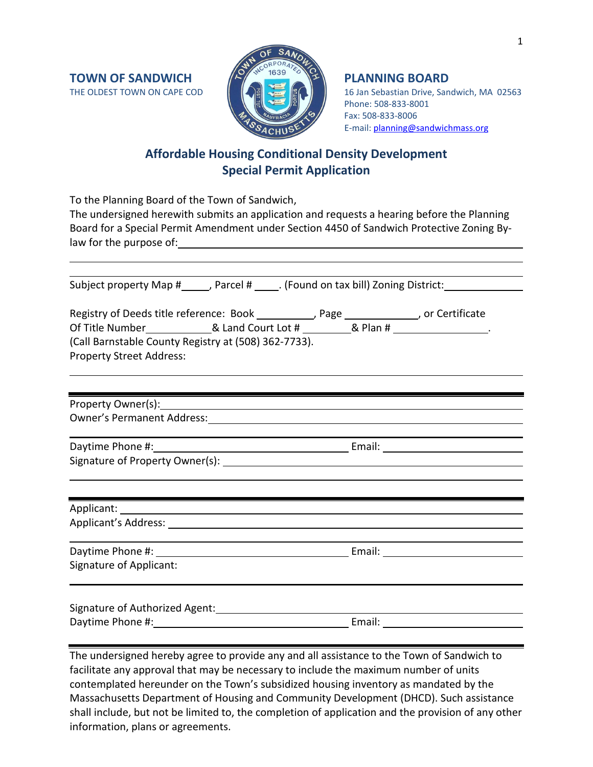**TOWN OF SANDWICH**
THE OLDEST TOWN ON CAPE COD

**PLANNING BOARD**
16 Jan Sebastian Drive, Sandwich, MA 02563
Phone: 508-833-8001
Fax: 508-833-8006
E-mail: planning@sandwichmass.org

## Affordable Housing Conditional Density Development
## Special Permit Application

To the Planning Board of the Town of Sandwich,
The undersigned herewith submits an application and requests a hearing before the Planning Board for a Special Permit Amendment under Section 4450 of Sandwich Protective Zoning By-law for the purpose of:\_\_\_\_\_\_\_\_\_\_\_\_\_\_\_\_\_\_\_\_\_\_\_\_\_\_\_\_\_\_\_\_\_\_\_\_\_\_\_\_\_\_\_\_

\_\_\_\_\_\_\_\_\_\_\_\_\_\_\_\_\_\_\_\_\_\_\_\_\_\_\_\_\_\_\_\_\_\_\_\_\_\_\_\_\_\_\_\_\_\_\_\_\_\_\_\_\_\_\_\_\_\_\_\_\_\_

\_\_\_\_\_\_\_\_\_\_\_\_\_\_\_\_\_\_\_\_\_\_\_\_\_\_\_\_\_\_\_\_\_\_\_\_\_\_\_\_\_\_\_\_\_\_\_\_\_\_\_\_\_\_\_\_\_\_\_\_\_\_

Subject property Map #\_\_\_\_\_, Parcel # \_\_\_\_. (Found on tax bill) Zoning District:\_\_\_\_\_\_\_\_\_\_\_\_\_\_

Registry of Deeds title reference: Book \_\_\_\_\_\_\_\_\_\_, Page \_\_\_\_\_\_\_\_\_\_\_\_\_, or Certificate Of Title Number\_\_\_\_\_\_\_\_\_\_\_\_& Land Court Lot # \_\_\_\_\_\_\_\_\_& Plan # \_\_\_\_\_\_\_\_\_\_\_\_\_\_\_\_\_.
(Call Barnstable County Registry at (508) 362-7733).
Property Street Address:

\_\_\_\_\_\_\_\_\_\_\_\_\_\_\_\_\_\_\_\_\_\_\_\_\_\_\_\_\_\_\_\_\_\_\_\_\_\_\_\_\_\_\_\_\_\_\_\_\_\_\_\_\_\_\_\_\_\_\_\_\_\_

---

Property Owner(s):\_\_\_\_\_\_\_\_\_\_\_\_\_\_\_\_\_\_\_\_\_\_\_\_\_\_\_\_\_\_\_\_\_\_\_\_\_\_\_\_\_\_\_\_\_\_\_\_\_\_\_\_
Owner's Permanent Address:\_\_\_\_\_\_\_\_\_\_\_\_\_\_\_\_\_\_\_\_\_\_\_\_\_\_\_\_\_\_\_\_\_\_\_\_\_\_\_\_\_\_\_\_\_

Daytime Phone #:\_\_\_\_\_\_\_\_\_\_\_\_\_\_\_\_\_\_\_\_\_\_\_\_\_\_\_\_\_\_\_ Email: \_\_\_\_\_\_\_\_\_\_\_\_\_\_\_\_\_\_\_\_\_\_
Signature of Property Owner(s): \_\_\_\_\_\_\_\_\_\_\_\_\_\_\_\_\_\_\_\_\_\_\_\_\_\_\_\_\_\_\_\_\_\_\_\_\_\_\_\_\_\_\_

---

Applicant: \_\_\_\_\_\_\_\_\_\_\_\_\_\_\_\_\_\_\_\_\_\_\_\_\_\_\_\_\_\_\_\_\_\_\_\_\_\_\_\_\_\_\_\_\_\_\_\_\_\_\_\_\_\_\_\_\_\_
Applicant's Address: \_\_\_\_\_\_\_\_\_\_\_\_\_\_\_\_\_\_\_\_\_\_\_\_\_\_\_\_\_\_\_\_\_\_\_\_\_\_\_\_\_\_\_\_\_\_\_\_\_\_

Daytime Phone #: \_\_\_\_\_\_\_\_\_\_\_\_\_\_\_\_\_\_\_\_\_\_\_\_\_\_\_\_\_\_\_ Email: \_\_\_\_\_\_\_\_\_\_\_\_\_\_\_\_\_\_\_\_\_\_
Signature of Applicant:

Signature of Authorized Agent:\_\_\_\_\_\_\_\_\_\_\_\_\_\_\_\_\_\_\_\_\_\_\_\_\_\_\_\_\_\_\_\_\_\_\_\_\_\_\_\_\_\_\_\_\_
Daytime Phone #:\_\_\_\_\_\_\_\_\_\_\_\_\_\_\_\_\_\_\_\_\_\_\_\_\_\_\_\_\_\_\_ Email: \_\_\_\_\_\_\_\_\_\_\_\_\_\_\_\_\_\_\_\_\_\_

---

The undersigned hereby agree to provide any and all assistance to the Town of Sandwich to facilitate any approval that may be necessary to include the maximum number of units contemplated hereunder on the Town's subsidized housing inventory as mandated by the Massachusetts Department of Housing and Community Development (DHCD). Such assistance shall include, but not be limited to, the completion of application and the provision of any other information, plans or agreements.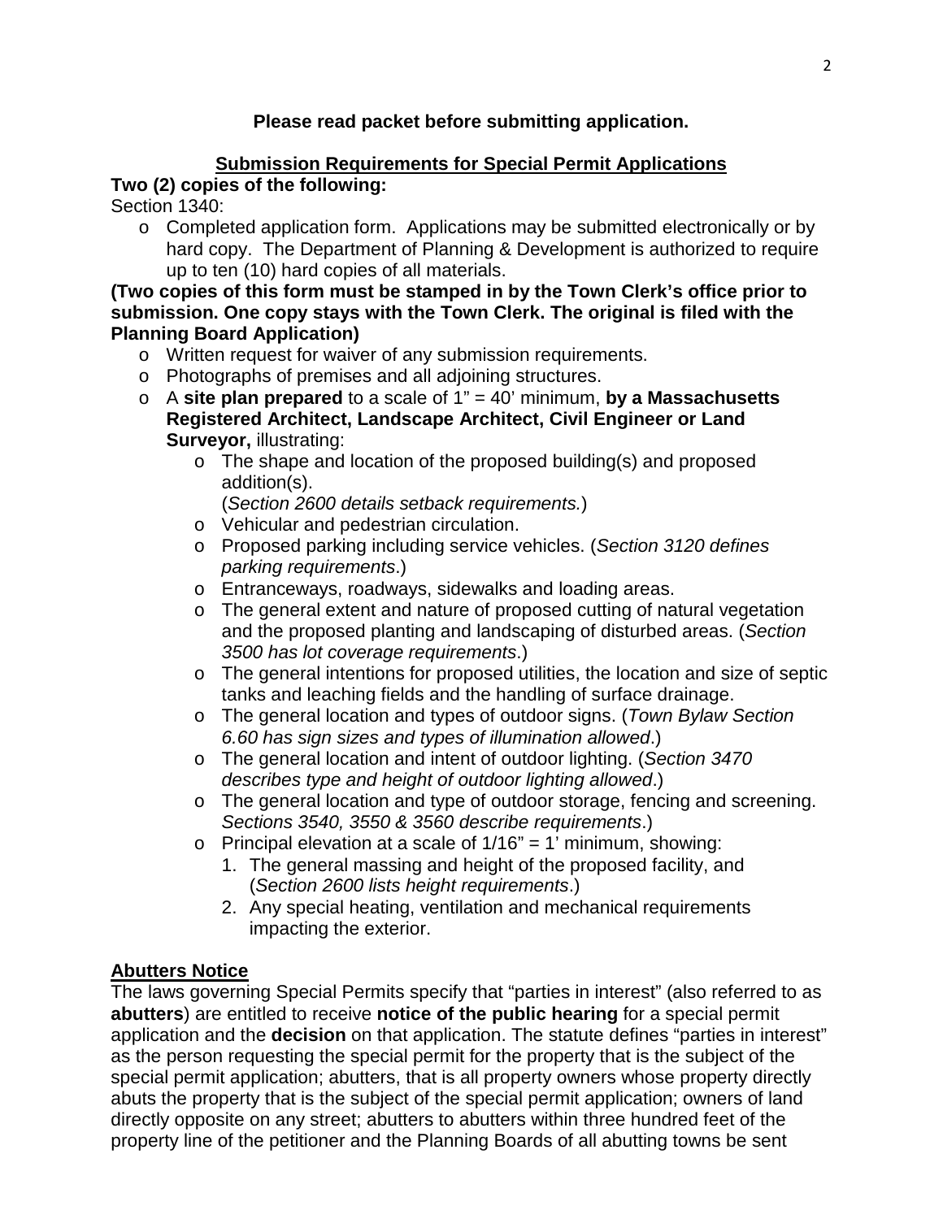**Please read packet before submitting application.**

## Submission Requirements for Special Permit Applications

**Two (2) copies of the following:**

Section 1340:

- Completed application form. Applications may be submitted electronically or by hard copy. The Department of Planning & Development is authorized to require up to ten (10) hard copies of all materials.

**(Two copies of this form must be stamped in by the Town Clerk's office prior to submission. One copy stays with the Town Clerk. The original is filed with the Planning Board Application)**

- Written request for waiver of any submission requirements.
- Photographs of premises and all adjoining structures.
- A **site plan prepared** to a scale of 1" = 40' minimum, **by a Massachusetts Registered Architect, Landscape Architect, Civil Engineer or Land Surveyor,** illustrating:
  - The shape and location of the proposed building(s) and proposed addition(s).
    (*Section 2600 details setback requirements.*)
  - Vehicular and pedestrian circulation.
  - Proposed parking including service vehicles. (*Section 3120 defines parking requirements*.)
  - Entranceways, roadways, sidewalks and loading areas.
  - The general extent and nature of proposed cutting of natural vegetation and the proposed planting and landscaping of disturbed areas. (*Section 3500 has lot coverage requirements*.)
  - The general intentions for proposed utilities, the location and size of septic tanks and leaching fields and the handling of surface drainage.
  - The general location and types of outdoor signs. (*Town Bylaw Section 6.60 has sign sizes and types of illumination allowed*.)
  - The general location and intent of outdoor lighting. (*Section 3470 describes type and height of outdoor lighting allowed*.)
  - The general location and type of outdoor storage, fencing and screening. *Sections 3540, 3550 & 3560 describe requirements*.)
  - Principal elevation at a scale of 1/16" = 1' minimum, showing:
    1. The general massing and height of the proposed facility, and (*Section 2600 lists height requirements*.)
    2. Any special heating, ventilation and mechanical requirements impacting the exterior.

## Abutters Notice

The laws governing Special Permits specify that "parties in interest" (also referred to as **abutters**) are entitled to receive **notice of the public hearing** for a special permit application and the **decision** on that application. The statute defines "parties in interest" as the person requesting the special permit for the property that is the subject of the special permit application; abutters, that is all property owners whose property directly abuts the property that is the subject of the special permit application; owners of land directly opposite on any street; abutters to abutters within three hundred feet of the property line of the petitioner and the Planning Boards of all abutting towns be sent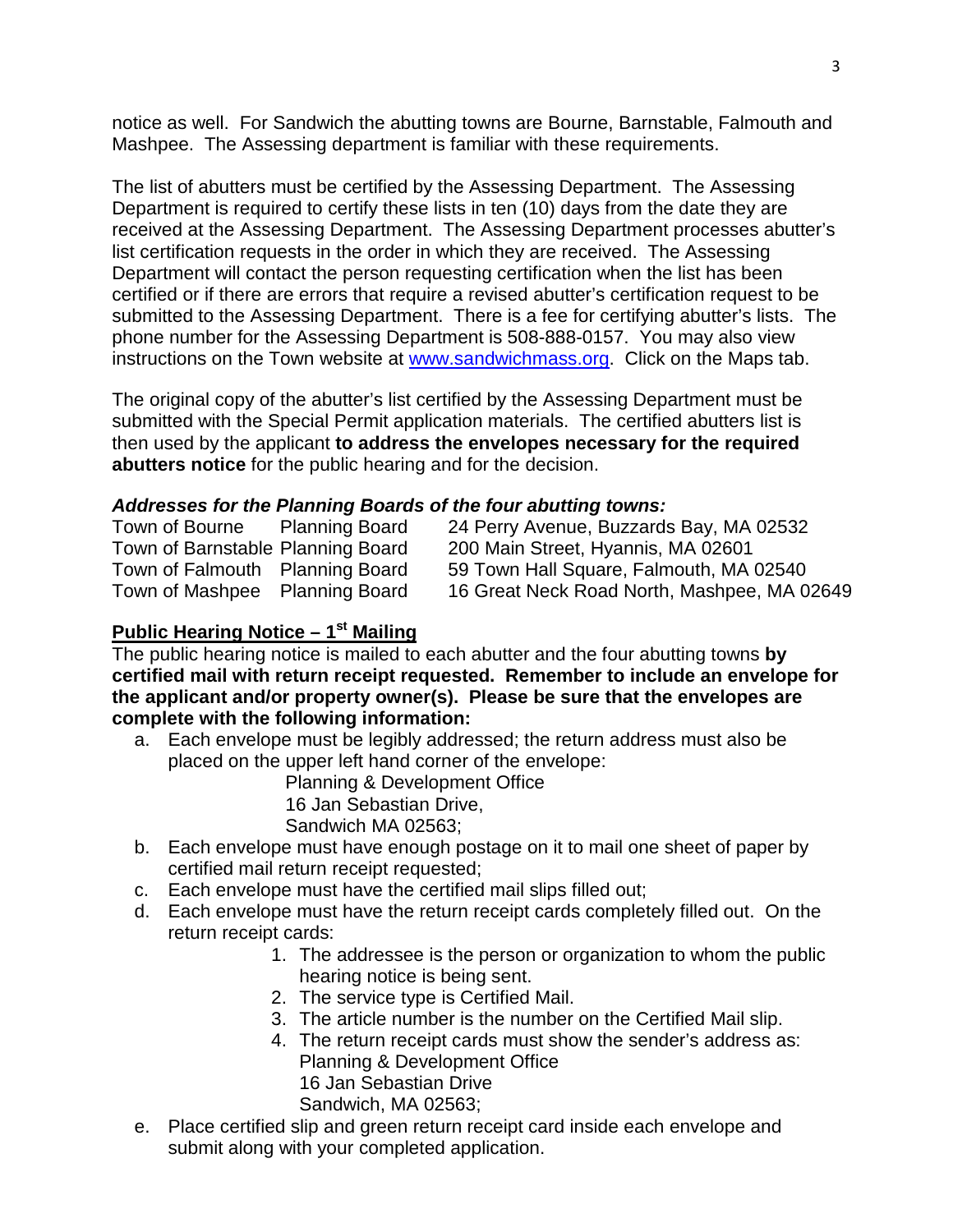notice as well. For Sandwich the abutting towns are Bourne, Barnstable, Falmouth and Mashpee. The Assessing department is familiar with these requirements.

The list of abutters must be certified by the Assessing Department. The Assessing Department is required to certify these lists in ten (10) days from the date they are received at the Assessing Department. The Assessing Department processes abutter's list certification requests in the order in which they are received. The Assessing Department will contact the person requesting certification when the list has been certified or if there are errors that require a revised abutter's certification request to be submitted to the Assessing Department. There is a fee for certifying abutter's lists. The phone number for the Assessing Department is 508-888-0157. You may also view instructions on the Town website at www.sandwichmass.org. Click on the Maps tab.

The original copy of the abutter's list certified by the Assessing Department must be submitted with the Special Permit application materials. The certified abutters list is then used by the applicant **to address the envelopes necessary for the required abutters notice** for the public hearing and for the decision.

***Addresses for the Planning Boards of the four abutting towns:***

| | | |
|---|---|---|
| Town of Bourne | Planning Board | 24 Perry Avenue, Buzzards Bay, MA 02532 |
| Town of Barnstable | Planning Board | 200 Main Street, Hyannis, MA 02601 |
| Town of Falmouth | Planning Board | 59 Town Hall Square, Falmouth, MA 02540 |
| Town of Mashpee | Planning Board | 16 Great Neck Road North, Mashpee, MA 02649 |

**Public Hearing Notice – 1st Mailing**

The public hearing notice is mailed to each abutter and the four abutting towns **by certified mail with return receipt requested. Remember to include an envelope for the applicant and/or property owner(s). Please be sure that the envelopes are complete with the following information:**

a. Each envelope must be legibly addressed; the return address must also be placed on the upper left hand corner of the envelope:
   Planning & Development Office
   16 Jan Sebastian Drive,
   Sandwich MA 02563;
b. Each envelope must have enough postage on it to mail one sheet of paper by certified mail return receipt requested;
c. Each envelope must have the certified mail slips filled out;
d. Each envelope must have the return receipt cards completely filled out. On the return receipt cards:
   1. The addressee is the person or organization to whom the public hearing notice is being sent.
   2. The service type is Certified Mail.
   3. The article number is the number on the Certified Mail slip.
   4. The return receipt cards must show the sender's address as:
      Planning & Development Office
      16 Jan Sebastian Drive
      Sandwich, MA 02563;
e. Place certified slip and green return receipt card inside each envelope and submit along with your completed application.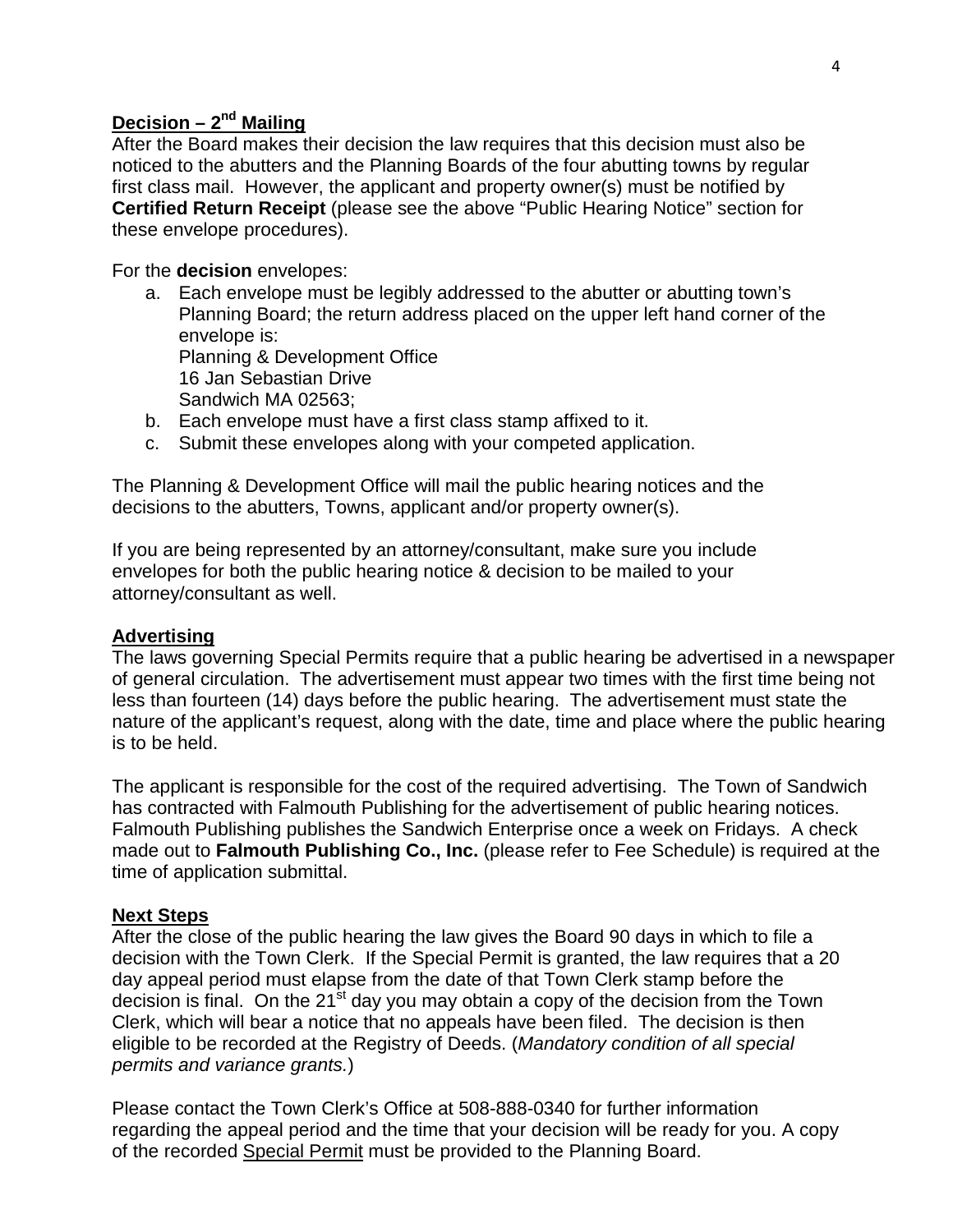## Decision – 2nd Mailing

After the Board makes their decision the law requires that this decision must also be noticed to the abutters and the Planning Boards of the four abutting towns by regular first class mail. However, the applicant and property owner(s) must be notified by **Certified Return Receipt** (please see the above "Public Hearing Notice" section for these envelope procedures).

For the **decision** envelopes:

a. Each envelope must be legibly addressed to the abutter or abutting town's Planning Board; the return address placed on the upper left hand corner of the envelope is:
   Planning & Development Office
   16 Jan Sebastian Drive
   Sandwich MA 02563;
b. Each envelope must have a first class stamp affixed to it.
c. Submit these envelopes along with your competed application.

The Planning & Development Office will mail the public hearing notices and the decisions to the abutters, Towns, applicant and/or property owner(s).

If you are being represented by an attorney/consultant, make sure you include envelopes for both the public hearing notice & decision to be mailed to your attorney/consultant as well.

## Advertising

The laws governing Special Permits require that a public hearing be advertised in a newspaper of general circulation. The advertisement must appear two times with the first time being not less than fourteen (14) days before the public hearing. The advertisement must state the nature of the applicant's request, along with the date, time and place where the public hearing is to be held.

The applicant is responsible for the cost of the required advertising. The Town of Sandwich has contracted with Falmouth Publishing for the advertisement of public hearing notices. Falmouth Publishing publishes the Sandwich Enterprise once a week on Fridays. A check made out to **Falmouth Publishing Co., Inc.** (please refer to Fee Schedule) is required at the time of application submittal.

## Next Steps

After the close of the public hearing the law gives the Board 90 days in which to file a decision with the Town Clerk. If the Special Permit is granted, the law requires that a 20 day appeal period must elapse from the date of that Town Clerk stamp before the decision is final. On the 21st day you may obtain a copy of the decision from the Town Clerk, which will bear a notice that no appeals have been filed. The decision is then eligible to be recorded at the Registry of Deeds. (*Mandatory condition of all special permits and variance grants.*)

Please contact the Town Clerk's Office at 508-888-0340 for further information regarding the appeal period and the time that your decision will be ready for you. A copy of the recorded Special Permit must be provided to the Planning Board.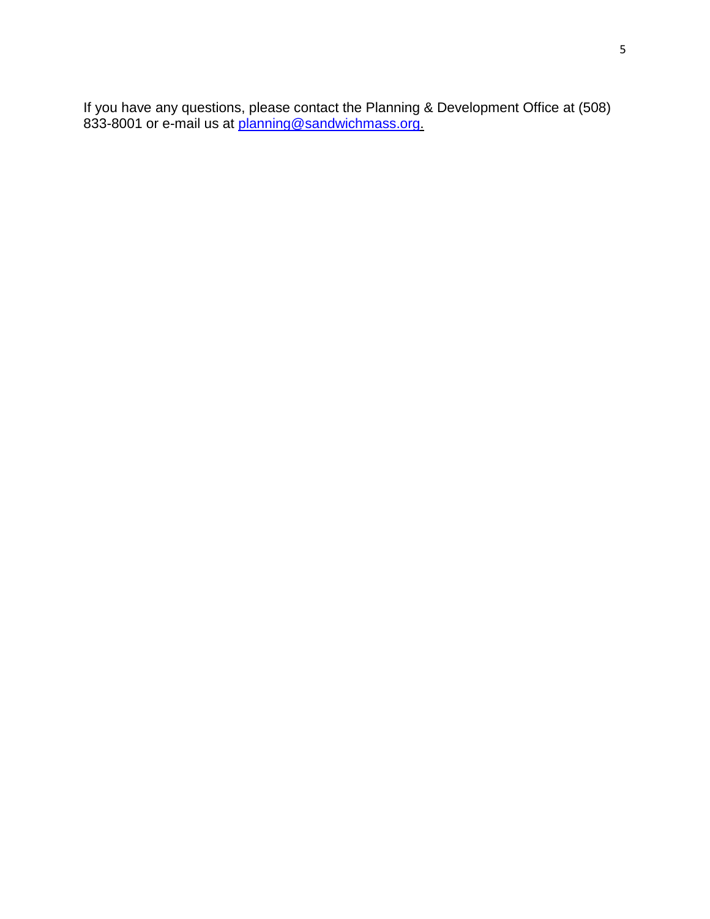If you have any questions, please contact the Planning & Development Office at (508) 833-8001 or e-mail us at planning@sandwichmass.org.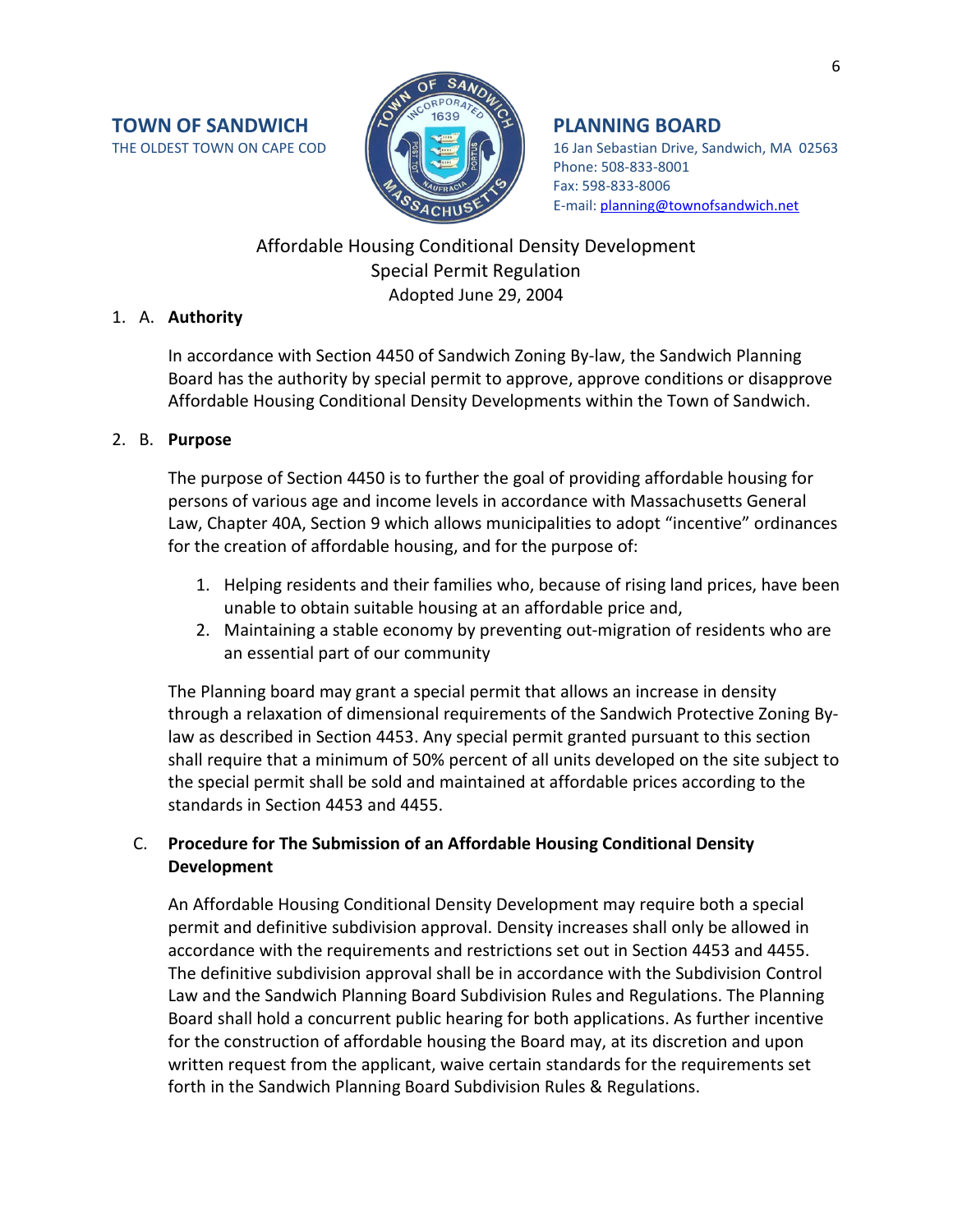**TOWN OF SANDWICH**
THE OLDEST TOWN ON CAPE COD

**PLANNING BOARD**
16 Jan Sebastian Drive, Sandwich, MA 02563
Phone: 508-833-8001
Fax: 598-833-8006
E-mail: planning@townofsandwich.net

Affordable Housing Conditional Density Development
Special Permit Regulation
Adopted June 29, 2004

1. A. **Authority**

In accordance with Section 4450 of Sandwich Zoning By-law, the Sandwich Planning Board has the authority by special permit to approve, approve conditions or disapprove Affordable Housing Conditional Density Developments within the Town of Sandwich.

2. B. **Purpose**

The purpose of Section 4450 is to further the goal of providing affordable housing for persons of various age and income levels in accordance with Massachusetts General Law, Chapter 40A, Section 9 which allows municipalities to adopt "incentive" ordinances for the creation of affordable housing, and for the purpose of:

1. Helping residents and their families who, because of rising land prices, have been unable to obtain suitable housing at an affordable price and,
2. Maintaining a stable economy by preventing out-migration of residents who are an essential part of our community

The Planning board may grant a special permit that allows an increase in density through a relaxation of dimensional requirements of the Sandwich Protective Zoning By-law as described in Section 4453. Any special permit granted pursuant to this section shall require that a minimum of 50% percent of all units developed on the site subject to the special permit shall be sold and maintained at affordable prices according to the standards in Section 4453 and 4455.

C. **Procedure for The Submission of an Affordable Housing Conditional Density Development**

An Affordable Housing Conditional Density Development may require both a special permit and definitive subdivision approval. Density increases shall only be allowed in accordance with the requirements and restrictions set out in Section 4453 and 4455. The definitive subdivision approval shall be in accordance with the Subdivision Control Law and the Sandwich Planning Board Subdivision Rules and Regulations. The Planning Board shall hold a concurrent public hearing for both applications. As further incentive for the construction of affordable housing the Board may, at its discretion and upon written request from the applicant, waive certain standards for the requirements set forth in the Sandwich Planning Board Subdivision Rules & Regulations.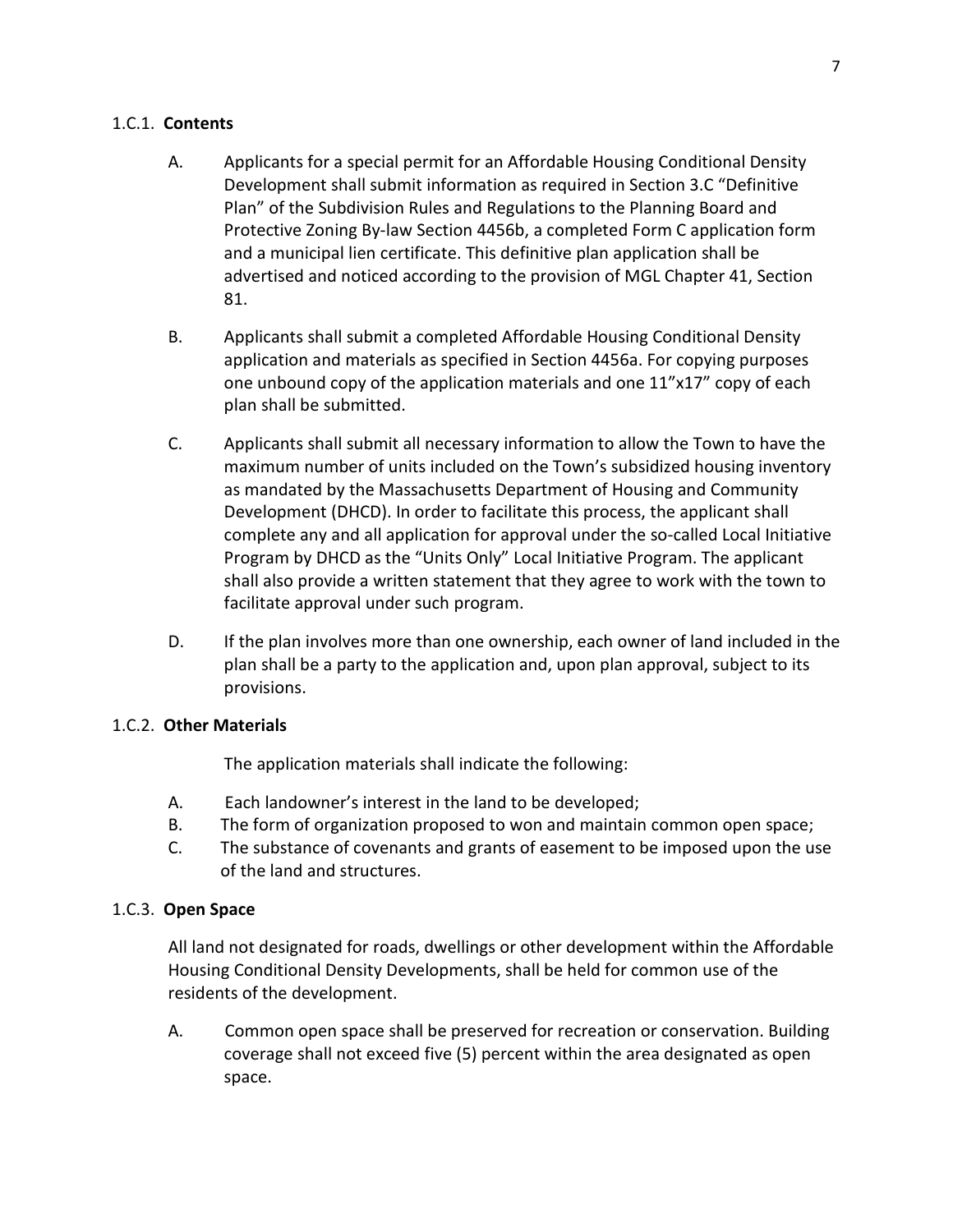### 1.C.1. **Contents**

A. Applicants for a special permit for an Affordable Housing Conditional Density Development shall submit information as required in Section 3.C "Definitive Plan" of the Subdivision Rules and Regulations to the Planning Board and Protective Zoning By-law Section 4456b, a completed Form C application form and a municipal lien certificate. This definitive plan application shall be advertised and noticed according to the provision of MGL Chapter 41, Section 81.

B. Applicants shall submit a completed Affordable Housing Conditional Density application and materials as specified in Section 4456a. For copying purposes one unbound copy of the application materials and one 11"x17" copy of each plan shall be submitted.

C. Applicants shall submit all necessary information to allow the Town to have the maximum number of units included on the Town's subsidized housing inventory as mandated by the Massachusetts Department of Housing and Community Development (DHCD). In order to facilitate this process, the applicant shall complete any and all application for approval under the so-called Local Initiative Program by DHCD as the "Units Only" Local Initiative Program. The applicant shall also provide a written statement that they agree to work with the town to facilitate approval under such program.

D. If the plan involves more than one ownership, each owner of land included in the plan shall be a party to the application and, upon plan approval, subject to its provisions.

### 1.C.2. **Other Materials**

The application materials shall indicate the following:

A. Each landowner's interest in the land to be developed;
B. The form of organization proposed to won and maintain common open space;
C. The substance of covenants and grants of easement to be imposed upon the use of the land and structures.

### 1.C.3. **Open Space**

All land not designated for roads, dwellings or other development within the Affordable Housing Conditional Density Developments, shall be held for common use of the residents of the development.

A. Common open space shall be preserved for recreation or conservation. Building coverage shall not exceed five (5) percent within the area designated as open space.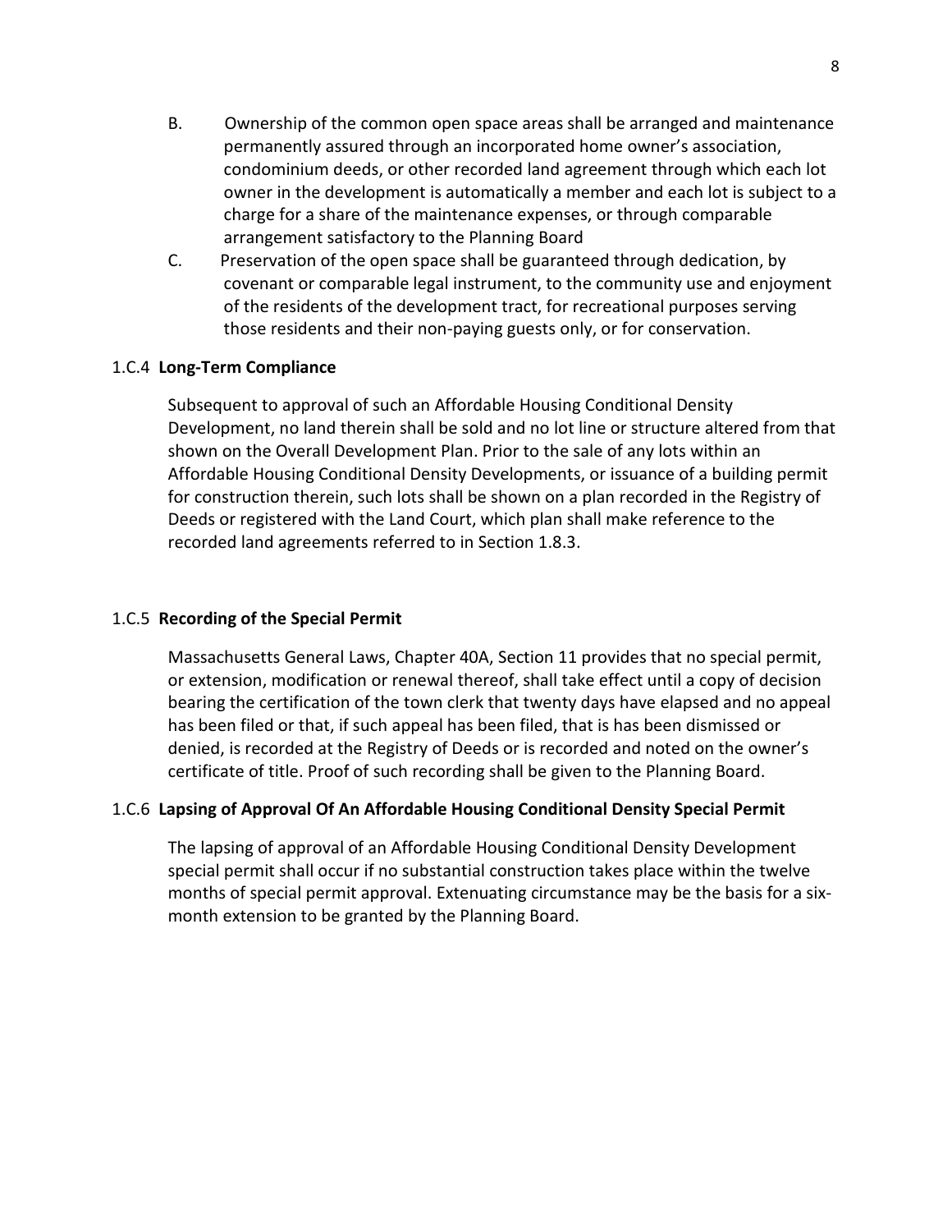B. Ownership of the common open space areas shall be arranged and maintenance permanently assured through an incorporated home owner's association, condominium deeds, or other recorded land agreement through which each lot owner in the development is automatically a member and each lot is subject to a charge for a share of the maintenance expenses, or through comparable arrangement satisfactory to the Planning Board

C. Preservation of the open space shall be guaranteed through dedication, by covenant or comparable legal instrument, to the community use and enjoyment of the residents of the development tract, for recreational purposes serving those residents and their non-paying guests only, or for conservation.

### 1.C.4 **Long-Term Compliance**

Subsequent to approval of such an Affordable Housing Conditional Density Development, no land therein shall be sold and no lot line or structure altered from that shown on the Overall Development Plan. Prior to the sale of any lots within an Affordable Housing Conditional Density Developments, or issuance of a building permit for construction therein, such lots shall be shown on a plan recorded in the Registry of Deeds or registered with the Land Court, which plan shall make reference to the recorded land agreements referred to in Section 1.8.3.

### 1.C.5 **Recording of the Special Permit**

Massachusetts General Laws, Chapter 40A, Section 11 provides that no special permit, or extension, modification or renewal thereof, shall take effect until a copy of decision bearing the certification of the town clerk that twenty days have elapsed and no appeal has been filed or that, if such appeal has been filed, that is has been dismissed or denied, is recorded at the Registry of Deeds or is recorded and noted on the owner's certificate of title. Proof of such recording shall be given to the Planning Board.

### 1.C.6 **Lapsing of Approval Of An Affordable Housing Conditional Density Special Permit**

The lapsing of approval of an Affordable Housing Conditional Density Development special permit shall occur if no substantial construction takes place within the twelve months of special permit approval. Extenuating circumstance may be the basis for a six-month extension to be granted by the Planning Board.